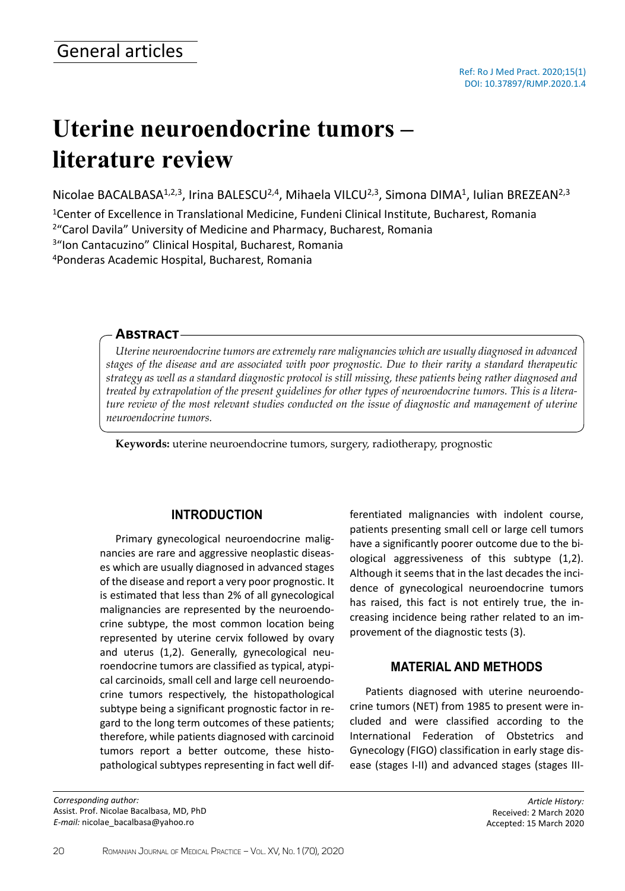General articles

Ref: Ro J Med Pract. 2020;15(1)
DOI: 10.37897/RJMP.2020.1.4

# Uterine neuroendocrine tumors – literature review

Nicolae BACALBASA[1,2,3], Irina BALESCU[2,4], Mihaela VILCU[2,3], Simona DIMA[1], Iulian BREZEAN[2,3]

[1]Center of Excellence in Translational Medicine, Fundeni Clinical Institute, Bucharest, Romania
[2]"Carol Davila" University of Medicine and Pharmacy, Bucharest, Romania
[3]"Ion Cantacuzino" Clinical Hospital, Bucharest, Romania
[4]Ponderas Academic Hospital, Bucharest, Romania

## Abstract

*Uterine neuroendocrine tumors are extremely rare malignancies which are usually diagnosed in advanced stages of the disease and are associated with poor prognostic. Due to their rarity a standard therapeutic strategy as well as a standard diagnostic protocol is still missing, these patients being rather diagnosed and treated by extrapolation of the present guidelines for other types of neuroendocrine tumors. This is a literature review of the most relevant studies conducted on the issue of diagnostic and management of uterine neuroendocrine tumors.*

**Keywords:** uterine neuroendocrine tumors, surgery, radiotherapy, prognostic

## INTRODUCTION

Primary gynecological neuroendocrine malignancies are rare and aggressive neoplastic diseases which are usually diagnosed in advanced stages of the disease and report a very poor prognostic. It is estimated that less than 2% of all gynecological malignancies are represented by the neuroendocrine subtype, the most common location being represented by uterine cervix followed by ovary and uterus (1,2). Generally, gynecological neuroendocrine tumors are classified as typical, atypical carcinoids, small cell and large cell neuroendocrine tumors respectively, the histopathological subtype being a significant prognostic factor in regard to the long term outcomes of these patients; therefore, while patients diagnosed with carcinoid tumors report a better outcome, these histopathological subtypes representing in fact well differentiated malignancies with indolent course, patients presenting small cell or large cell tumors have a significantly poorer outcome due to the biological aggressiveness of this subtype (1,2). Although it seems that in the last decades the incidence of gynecological neuroendocrine tumors has raised, this fact is not entirely true, the increasing incidence being rather related to an improvement of the diagnostic tests (3).

## MATERIAL AND METHODS

Patients diagnosed with uterine neuroendocrine tumors (NET) from 1985 to present were included and were classified according to the International Federation of Obstetrics and Gynecology (FIGO) classification in early stage disease (stages I-II) and advanced stages (stages III-

*Corresponding author:*
Assist. Prof. Nicolae Bacalbasa, MD, PhD
*E-mail:* nicolae_bacalbasa@yahoo.ro

*Article History:*
Received: 2 March 2020
Accepted: 15 March 2020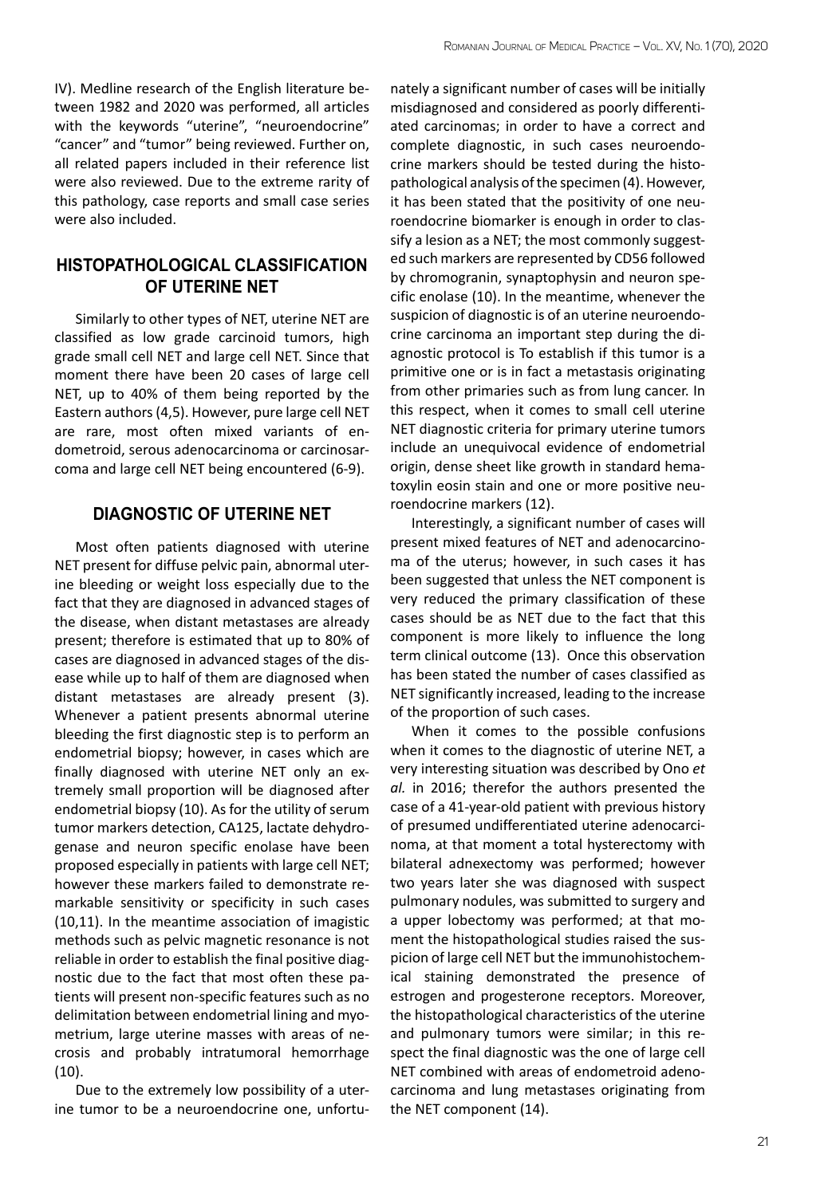IV). Medline research of the English literature between 1982 and 2020 was performed, all articles with the keywords "uterine", "neuroendocrine" "cancer" and "tumor" being reviewed. Further on, all related papers included in their reference list were also reviewed. Due to the extreme rarity of this pathology, case reports and small case series were also included.

## HISTOPATHOLOGICAL CLASSIFICATION OF UTERINE NET

Similarly to other types of NET, uterine NET are classified as low grade carcinoid tumors, high grade small cell NET and large cell NET. Since that moment there have been 20 cases of large cell NET, up to 40% of them being reported by the Eastern authors (4,5). However, pure large cell NET are rare, most often mixed variants of endometroid, serous adenocarcinoma or carcinosarcoma and large cell NET being encountered (6-9).

## DIAGNOSTIC OF UTERINE NET

Most often patients diagnosed with uterine NET present for diffuse pelvic pain, abnormal uterine bleeding or weight loss especially due to the fact that they are diagnosed in advanced stages of the disease, when distant metastases are already present; therefore is estimated that up to 80% of cases are diagnosed in advanced stages of the disease while up to half of them are diagnosed when distant metastases are already present (3). Whenever a patient presents abnormal uterine bleeding the first diagnostic step is to perform an endometrial biopsy; however, in cases which are finally diagnosed with uterine NET only an extremely small proportion will be diagnosed after endometrial biopsy (10). As for the utility of serum tumor markers detection, CA125, lactate dehydrogenase and neuron specific enolase have been proposed especially in patients with large cell NET; however these markers failed to demonstrate remarkable sensitivity or specificity in such cases (10,11). In the meantime association of imagistic methods such as pelvic magnetic resonance is not reliable in order to establish the final positive diagnostic due to the fact that most often these patients will present non-specific features such as no delimitation between endometrial lining and myometrium, large uterine masses with areas of necrosis and probably intratumoral hemorrhage (10).

Due to the extremely low possibility of a uterine tumor to be a neuroendocrine one, unfortunately a significant number of cases will be initially misdiagnosed and considered as poorly differentiated carcinomas; in order to have a correct and complete diagnostic, in such cases neuroendocrine markers should be tested during the histopathological analysis of the specimen (4). However, it has been stated that the positivity of one neuroendocrine biomarker is enough in order to classify a lesion as a NET; the most commonly suggested such markers are represented by CD56 followed by chromogranin, synaptophysin and neuron specific enolase (10). In the meantime, whenever the suspicion of diagnostic is of an uterine neuroendocrine carcinoma an important step during the diagnostic protocol is To establish if this tumor is a primitive one or is in fact a metastasis originating from other primaries such as from lung cancer. In this respect, when it comes to small cell uterine NET diagnostic criteria for primary uterine tumors include an unequivocal evidence of endometrial origin, dense sheet like growth in standard hematoxylin eosin stain and one or more positive neuroendocrine markers (12).

Interestingly, a significant number of cases will present mixed features of NET and adenocarcinoma of the uterus; however, in such cases it has been suggested that unless the NET component is very reduced the primary classification of these cases should be as NET due to the fact that this component is more likely to influence the long term clinical outcome (13). Once this observation has been stated the number of cases classified as NET significantly increased, leading to the increase of the proportion of such cases.

When it comes to the possible confusions when it comes to the diagnostic of uterine NET, a very interesting situation was described by Ono *et al.* in 2016; therefor the authors presented the case of a 41-year-old patient with previous history of presumed undifferentiated uterine adenocarcinoma, at that moment a total hysterectomy with bilateral adnexectomy was performed; however two years later she was diagnosed with suspect pulmonary nodules, was submitted to surgery and a upper lobectomy was performed; at that moment the histopathological studies raised the suspicion of large cell NET but the immunohistochemical staining demonstrated the presence of estrogen and progesterone receptors. Moreover, the histopathological characteristics of the uterine and pulmonary tumors were similar; in this respect the final diagnostic was the one of large cell NET combined with areas of endometroid adenocarcinoma and lung metastases originating from the NET component (14).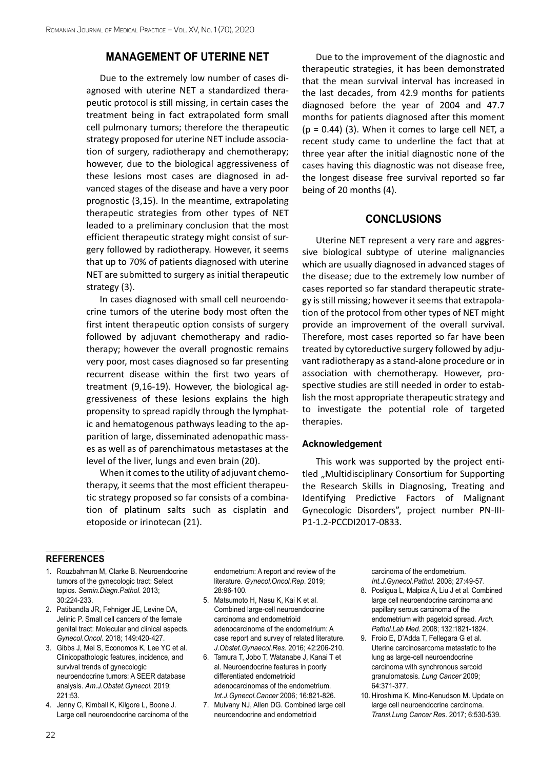## MANAGEMENT OF UTERINE NET

Due to the extremely low number of cases diagnosed with uterine NET a standardized therapeutic protocol is still missing, in certain cases the treatment being in fact extrapolated form small cell pulmonary tumors; therefore the therapeutic strategy proposed for uterine NET include association of surgery, radiotherapy and chemotherapy; however, due to the biological aggressiveness of these lesions most cases are diagnosed in advanced stages of the disease and have a very poor prognostic (3,15). In the meantime, extrapolating therapeutic strategies from other types of NET leaded to a preliminary conclusion that the most efficient therapeutic strategy might consist of surgery followed by radiotherapy. However, it seems that up to 70% of patients diagnosed with uterine NET are submitted to surgery as initial therapeutic strategy (3).

In cases diagnosed with small cell neuroendocrine tumors of the uterine body most often the first intent therapeutic option consists of surgery followed by adjuvant chemotherapy and radiotherapy; however the overall prognostic remains very poor, most cases diagnosed so far presenting recurrent disease within the first two years of treatment (9,16-19). However, the biological aggressiveness of these lesions explains the high propensity to spread rapidly through the lymphatic and hematogenous pathways leading to the apparition of large, disseminated adenopathic masses as well as of parenchimatous metastases at the level of the liver, lungs and even brain (20).

When it comes to the utility of adjuvant chemotherapy, it seems that the most efficient therapeutic strategy proposed so far consists of a combination of platinum salts such as cisplatin and etoposide or irinotecan (21).

Due to the improvement of the diagnostic and therapeutic strategies, it has been demonstrated that the mean survival interval has increased in the last decades, from 42.9 months for patients diagnosed before the year of 2004 and 47.7 months for patients diagnosed after this moment ($p = 0.44$) (3). When it comes to large cell NET, a recent study came to underline the fact that at three year after the initial diagnostic none of the cases having this diagnostic was not disease free, the longest disease free survival reported so far being of 20 months (4).

## CONCLUSIONS

Uterine NET represent a very rare and aggressive biological subtype of uterine malignancies which are usually diagnosed in advanced stages of the disease; due to the extremely low number of cases reported so far standard therapeutic strategy is still missing; however it seems that extrapolation of the protocol from other types of NET might provide an improvement of the overall survival. Therefore, most cases reported so far have been treated by cytoreductive surgery followed by adjuvant radiotherapy as a stand-alone procedure or in association with chemotherapy. However, prospective studies are still needed in order to establish the most appropriate therapeutic strategy and to investigate the potential role of targeted therapies.

### Acknowledgement

This work was supported by the project entitled „Multidisciplinary Consortium for Supporting the Research Skills in Diagnosing, Treating and Identifying Predictive Factors of Malignant Gynecologic Disorders", project number PN-III-P1-1.2-PCCDI2017-0833.

## REFERENCES

1. Rouzbahman M, Clarke B. Neuroendocrine tumors of the gynecologic tract: Select topics. *Semin.Diagn.Pathol.* 2013; 30:224-233.
2. Patibandla JR, Fehniger JE, Levine DA, Jelinic P. Small cell cancers of the female genital tract: Molecular and clinical aspects. *Gynecol.Oncol.* 2018; 149:420-427.
3. Gibbs J, Mei S, Economos K, Lee YC et al. Clinicopathologic features, incidence, and survival trends of gynecologic neuroendocrine tumors: A SEER database analysis. *Am.J.Obstet.Gynecol.* 2019; 221:53.
4. Jenny C, Kimball K, Kilgore L, Boone J. Large cell neuroendocrine carcinoma of the endometrium: A report and review of the literature. *Gynecol.Oncol.Rep.* 2019; 28:96-100.
5. Matsumoto H, Nasu K, Kai K et al. Combined large-cell neuroendocrine carcinoma and endometrioid adenocarcinoma of the endometrium: A case report and survey of related literature. *J.Obstet.Gynaecol.Res.* 2016; 42:206-210.
6. Tamura T, Jobo T, Watanabe J, Kanai T et al. Neuroendocrine features in poorly differentiated endometrioid adenocarcinomas of the endometrium. *Int.J.Gynecol.Cancer* 2006; 16:821-826.
7. Mulvany NJ, Allen DG. Combined large cell neuroendocrine and endometrioid carcinoma of the endometrium. *Int.J.Gynecol.Pathol.* 2008; 27:49-57.
8. Posligua L, Malpica A, Liu J et al. Combined large cell neuroendocrine carcinoma and papillary serous carcinoma of the endometrium with pagetoid spread. *Arch. Pathol.Lab Med.* 2008; 132:1821-1824.
9. Froio E, D'Adda T, Fellegara G et al. Uterine carcinosarcoma metastatic to the lung as large-cell neuroendocrine carcinoma with synchronous sarcoid granulomatosis. *Lung Cancer* 2009; 64:371-377.
10. Hiroshima K, Mino-Kenudson M. Update on large cell neuroendocrine carcinoma. *Transl.Lung Cancer Res.* 2017; 6:530-539.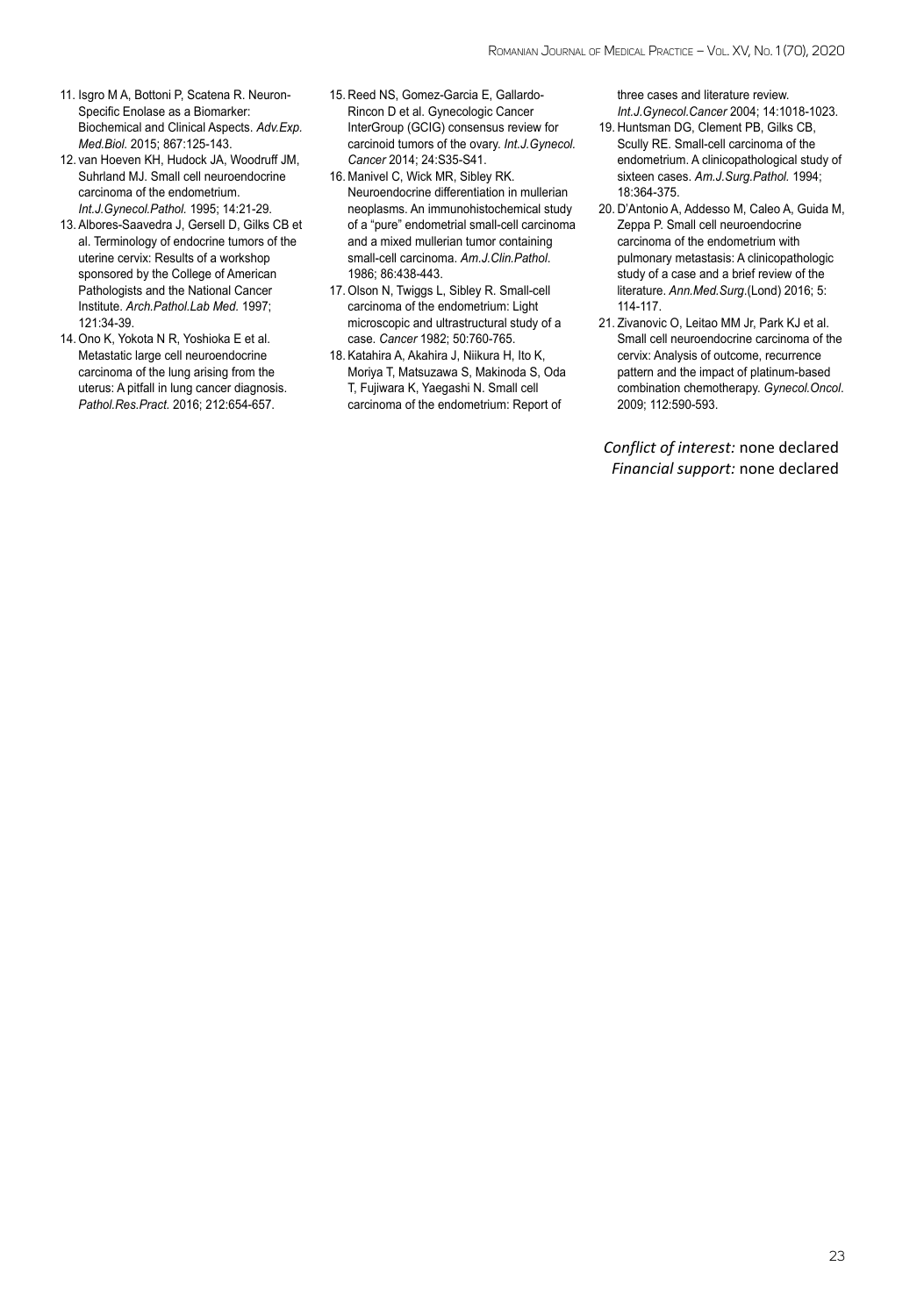11. Isgro M A, Bottoni P, Scatena R. Neuron-Specific Enolase as a Biomarker: Biochemical and Clinical Aspects. *Adv.Exp. Med.Biol.* 2015; 867:125-143.
12. van Hoeven KH, Hudock JA, Woodruff JM, Suhrland MJ. Small cell neuroendocrine carcinoma of the endometrium. *Int.J.Gynecol.Pathol.* 1995; 14:21-29.
13. Albores-Saavedra J, Gersell D, Gilks CB et al. Terminology of endocrine tumors of the uterine cervix: Results of a workshop sponsored by the College of American Pathologists and the National Cancer Institute. *Arch.Pathol.Lab Med.* 1997; 121:34-39.
14. Ono K, Yokota N R, Yoshioka E et al. Metastatic large cell neuroendocrine carcinoma of the lung arising from the uterus: A pitfall in lung cancer diagnosis. *Pathol.Res.Pract.* 2016; 212:654-657.
15. Reed NS, Gomez-Garcia E, Gallardo-Rincon D et al. Gynecologic Cancer InterGroup (GCIG) consensus review for carcinoid tumors of the ovary. *Int.J.Gynecol. Cancer* 2014; 24:S35-S41.
16. Manivel C, Wick MR, Sibley RK. Neuroendocrine differentiation in mullerian neoplasms. An immunohistochemical study of a "pure" endometrial small-cell carcinoma and a mixed mullerian tumor containing small-cell carcinoma. *Am.J.Clin.Pathol*. 1986; 86:438-443.
17. Olson N, Twiggs L, Sibley R. Small-cell carcinoma of the endometrium: Light microscopic and ultrastructural study of a case. *Cancer* 1982; 50:760-765.
18. Katahira A, Akahira J, Niikura H, Ito K, Moriya T, Matsuzawa S, Makinoda S, Oda T, Fujiwara K, Yaegashi N. Small cell carcinoma of the endometrium: Report of three cases and literature review. *Int.J.Gynecol.Cancer* 2004; 14:1018-1023.
19. Huntsman DG, Clement PB, Gilks CB, Scully RE. Small-cell carcinoma of the endometrium. A clinicopathological study of sixteen cases. *Am.J.Surg.Pathol.* 1994; 18:364-375.
20. D'Antonio A, Addesso M, Caleo A, Guida M, Zeppa P. Small cell neuroendocrine carcinoma of the endometrium with pulmonary metastasis: A clinicopathologic study of a case and a brief review of the literature. *Ann.Med.Surg.*(Lond) 2016; 5: 114-117.
21. Zivanovic O, Leitao MM Jr, Park KJ et al. Small cell neuroendocrine carcinoma of the cervix: Analysis of outcome, recurrence pattern and the impact of platinum-based combination chemotherapy. *Gynecol.Oncol*. 2009; 112:590-593.

*Conflict of interest:* none declared
*Financial support:* none declared